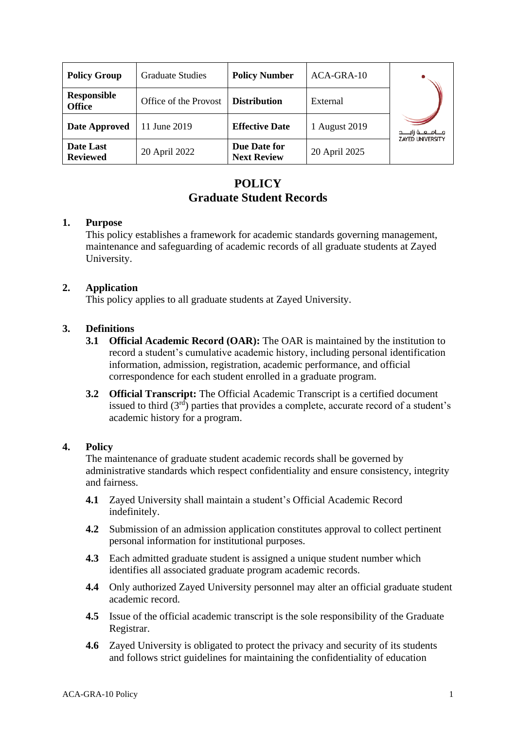| Policy Group | Graduate Studies | Policy Number | ACA-GRA-10 |
|---|---|---|---|
| Responsible Office | Office of the Provost | Distribution | External |
| Date Approved | 11 June 2019 | Effective Date | 1 August 2019 |
| Date Last Reviewed | 20 April 2022 | Due Date for Next Review | 20 April 2025 |

# POLICY
# Graduate Student Records

## 1. Purpose

This policy establishes a framework for academic standards governing management, maintenance and safeguarding of academic records of all graduate students at Zayed University.

## 2. Application

This policy applies to all graduate students at Zayed University.

## 3. Definitions

**3.1 Official Academic Record (OAR):** The OAR is maintained by the institution to record a student's cumulative academic history, including personal identification information, admission, registration, academic performance, and official correspondence for each student enrolled in a graduate program.

**3.2 Official Transcript:** The Official Academic Transcript is a certified document issued to third (3rd) parties that provides a complete, accurate record of a student's academic history for a program.

## 4. Policy

The maintenance of graduate student academic records shall be governed by administrative standards which respect confidentiality and ensure consistency, integrity and fairness.

**4.1** Zayed University shall maintain a student's Official Academic Record indefinitely.

**4.2** Submission of an admission application constitutes approval to collect pertinent personal information for institutional purposes.

**4.3** Each admitted graduate student is assigned a unique student number which identifies all associated graduate program academic records.

**4.4** Only authorized Zayed University personnel may alter an official graduate student academic record.

**4.5** Issue of the official academic transcript is the sole responsibility of the Graduate Registrar.

**4.6** Zayed University is obligated to protect the privacy and security of its students and follows strict guidelines for maintaining the confidentiality of education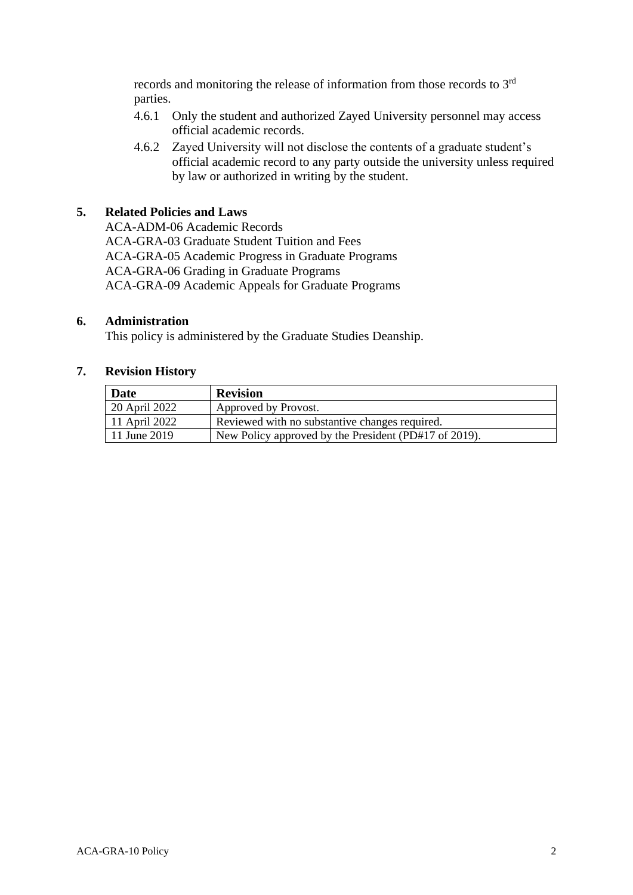records and monitoring the release of information from those records to 3rd parties.

4.6.1 Only the student and authorized Zayed University personnel may access official academic records.

4.6.2 Zayed University will not disclose the contents of a graduate student's official academic record to any party outside the university unless required by law or authorized in writing by the student.

## 5. Related Policies and Laws

ACA-ADM-06 Academic Records
ACA-GRA-03 Graduate Student Tuition and Fees
ACA-GRA-05 Academic Progress in Graduate Programs
ACA-GRA-06 Grading in Graduate Programs
ACA-GRA-09 Academic Appeals for Graduate Programs

## 6. Administration

This policy is administered by the Graduate Studies Deanship.

## 7. Revision History

| Date | Revision |
|---|---|
| 20 April 2022 | Approved by Provost. |
| 11 April 2022 | Reviewed with no substantive changes required. |
| 11 June 2019 | New Policy approved by the President (PD#17 of 2019). |